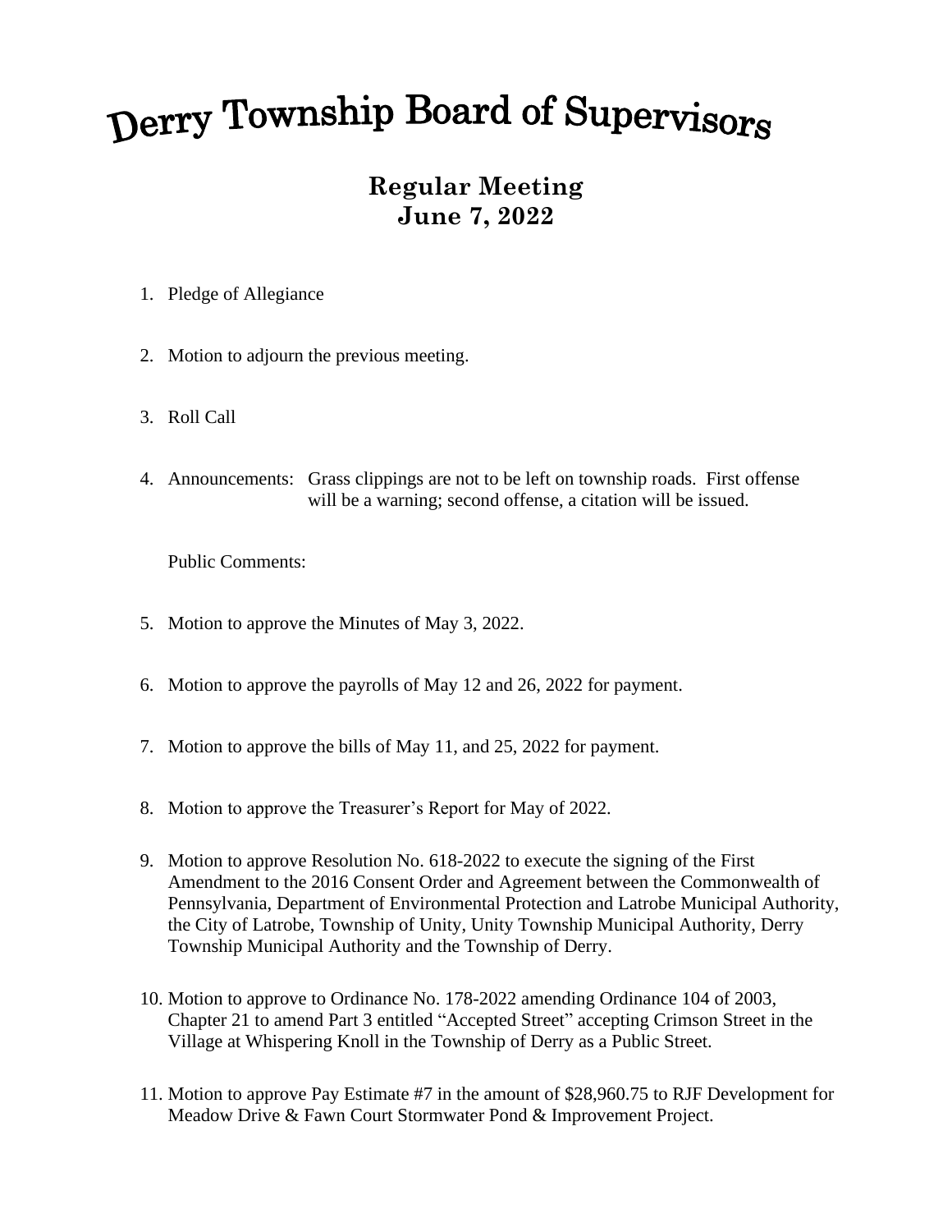# Derry Township Board of Supervisors

## Regular Meeting
## June 7, 2022

1. Pledge of Allegiance

2. Motion to adjourn the previous meeting.

3. Roll Call

4. Announcements: Grass clippings are not to be left on township roads. First offense will be a warning; second offense, a citation will be issued.

   Public Comments:

5. Motion to approve the Minutes of May 3, 2022.

6. Motion to approve the payrolls of May 12 and 26, 2022 for payment.

7. Motion to approve the bills of May 11, and 25, 2022 for payment.

8. Motion to approve the Treasurer's Report for May of 2022.

9. Motion to approve Resolution No. 618-2022 to execute the signing of the First Amendment to the 2016 Consent Order and Agreement between the Commonwealth of Pennsylvania, Department of Environmental Protection and Latrobe Municipal Authority, the City of Latrobe, Township of Unity, Unity Township Municipal Authority, Derry Township Municipal Authority and the Township of Derry.

10. Motion to approve to Ordinance No. 178-2022 amending Ordinance 104 of 2003, Chapter 21 to amend Part 3 entitled "Accepted Street" accepting Crimson Street in the Village at Whispering Knoll in the Township of Derry as a Public Street.

11. Motion to approve Pay Estimate #7 in the amount of $28,960.75 to RJF Development for Meadow Drive & Fawn Court Stormwater Pond & Improvement Project.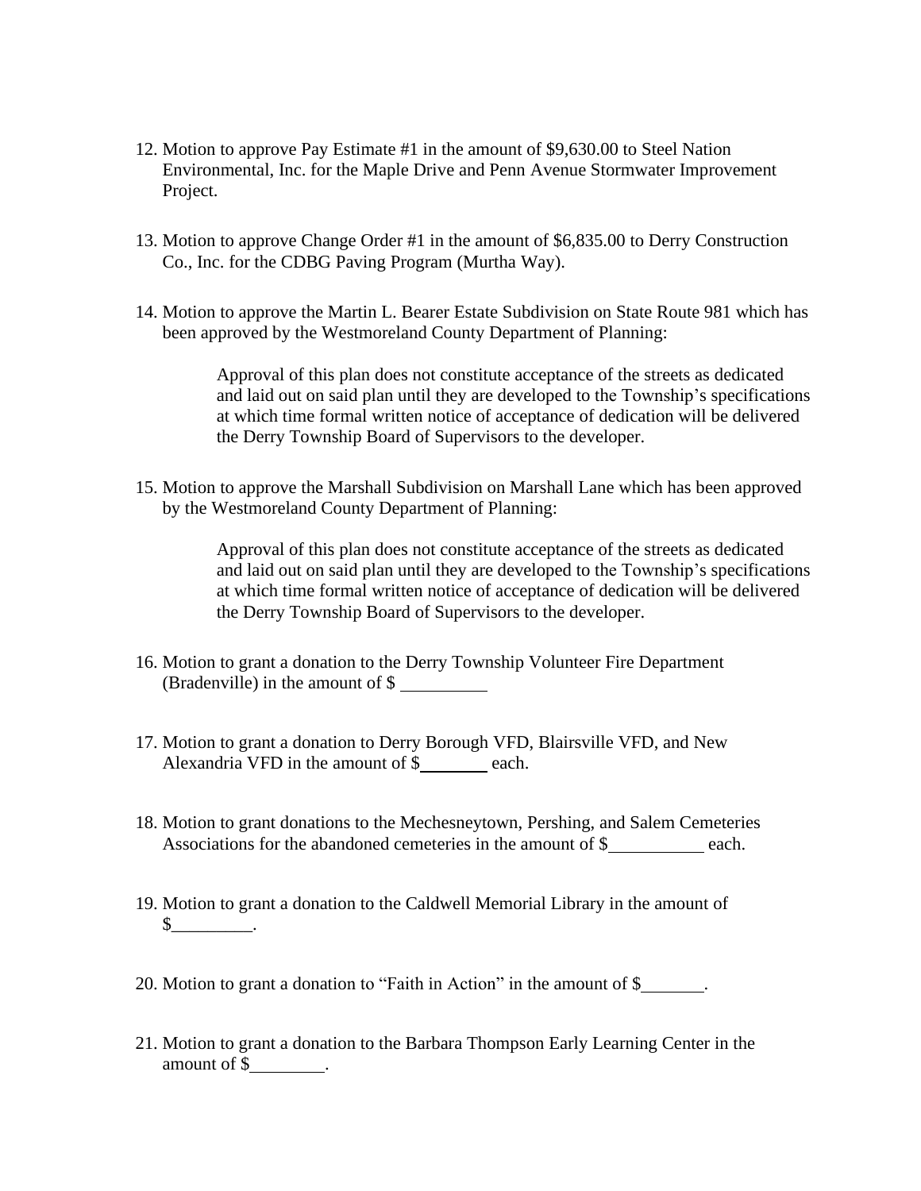12. Motion to approve Pay Estimate #1 in the amount of $9,630.00 to Steel Nation Environmental, Inc. for the Maple Drive and Penn Avenue Stormwater Improvement Project.

13. Motion to approve Change Order #1 in the amount of $6,835.00 to Derry Construction Co., Inc. for the CDBG Paving Program (Murtha Way).

14. Motion to approve the Martin L. Bearer Estate Subdivision on State Route 981 which has been approved by the Westmoreland County Department of Planning:

    > Approval of this plan does not constitute acceptance of the streets as dedicated and laid out on said plan until they are developed to the Township's specifications at which time formal written notice of acceptance of dedication will be delivered the Derry Township Board of Supervisors to the developer.

15. Motion to approve the Marshall Subdivision on Marshall Lane which has been approved by the Westmoreland County Department of Planning:

    > Approval of this plan does not constitute acceptance of the streets as dedicated and laid out on said plan until they are developed to the Township's specifications at which time formal written notice of acceptance of dedication will be delivered the Derry Township Board of Supervisors to the developer.

16. Motion to grant a donation to the Derry Township Volunteer Fire Department (Bradenville) in the amount of $ __________

17. Motion to grant a donation to Derry Borough VFD, Blairsville VFD, and New Alexandria VFD in the amount of $________ each.

18. Motion to grant donations to the Mechesneytown, Pershing, and Salem Cemeteries Associations for the abandoned cemeteries in the amount of $__________ each.

19. Motion to grant a donation to the Caldwell Memorial Library in the amount of $_________.

20. Motion to grant a donation to "Faith in Action" in the amount of $_______.

21. Motion to grant a donation to the Barbara Thompson Early Learning Center in the amount of $________.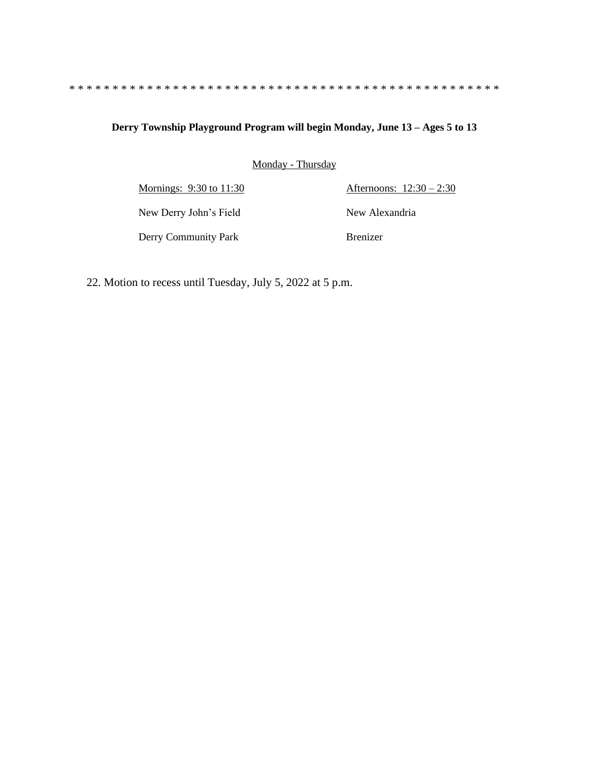\* \* \* \* \* \* \* \* \* \* \* \* \* \* \* \* \* \* \* \* \* \* \* \* \* \* \* \* \* \* \* \* \* \* \* \* \* \* \* \* \* \* \* \* \* \* \* \* \* \* \* \* \*

**Derry Township Playground Program will begin Monday, June 13 – Ages 5 to 13**

Monday - Thursday

| Mornings: 9:30 to 11:30 | Afternoons: 12:30 – 2:30 |
|---|---|
| New Derry John's Field | New Alexandria |
| Derry Community Park | Brenizer |

22. Motion to recess until Tuesday, July 5, 2022 at 5 p.m.